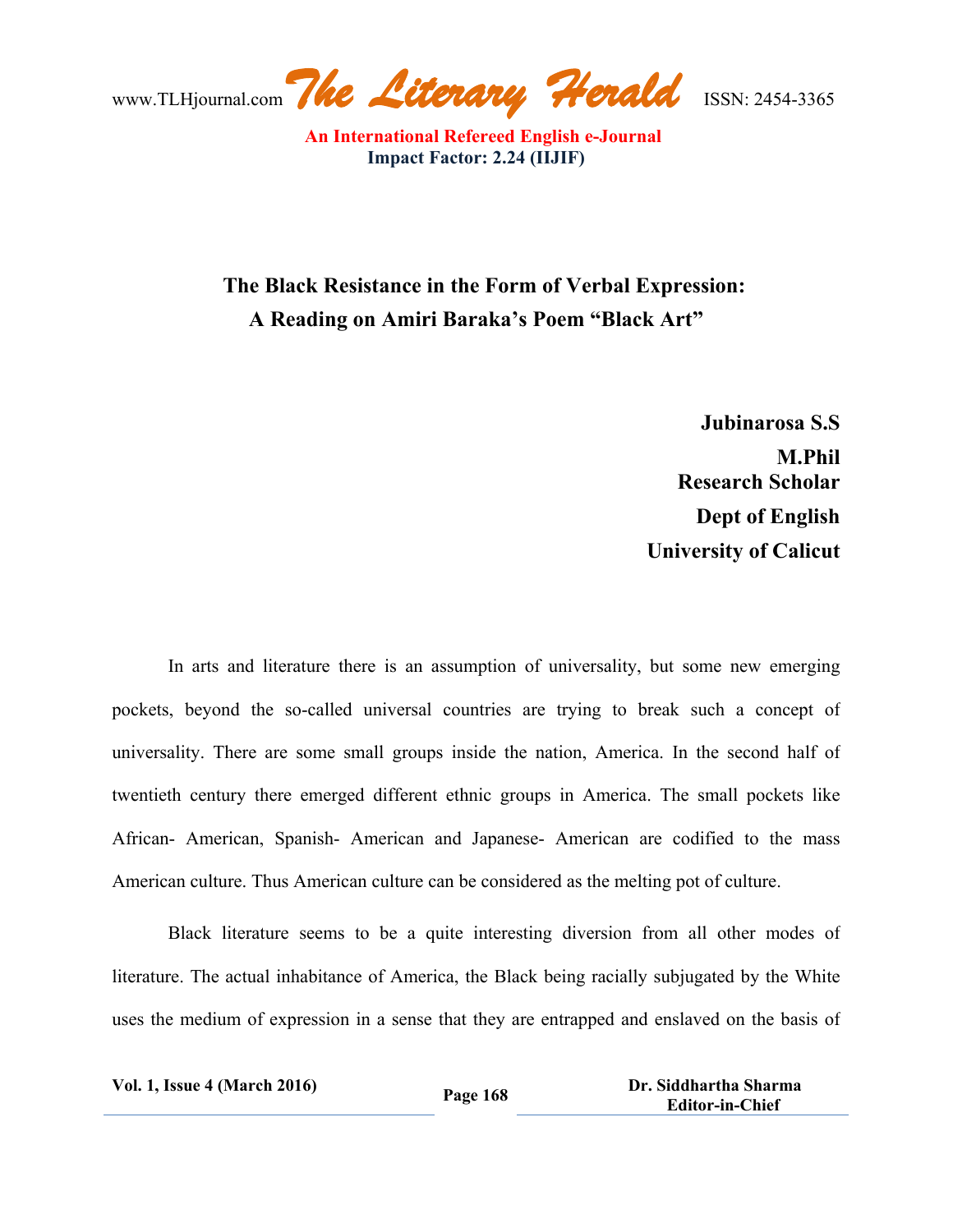# The Black Resistance in the Form of Verbal Expression: A Reading on Amiri Baraka's Poem "Black Art"

**Jubinarosa S.S**
**M.Phil**
**Research Scholar**
**Dept of English**
**University of Calicut**

In arts and literature there is an assumption of universality, but some new emerging pockets, beyond the so-called universal countries are trying to break such a concept of universality. There are some small groups inside the nation, America. In the second half of twentieth century there emerged different ethnic groups in America. The small pockets like African- American, Spanish- American and Japanese- American are codified to the mass American culture. Thus American culture can be considered as the melting pot of culture.

Black literature seems to be a quite interesting diversion from all other modes of literature. The actual inhabitance of America, the Black being racially subjugated by the White uses the medium of expression in a sense that they are entrapped and enslaved on the basis of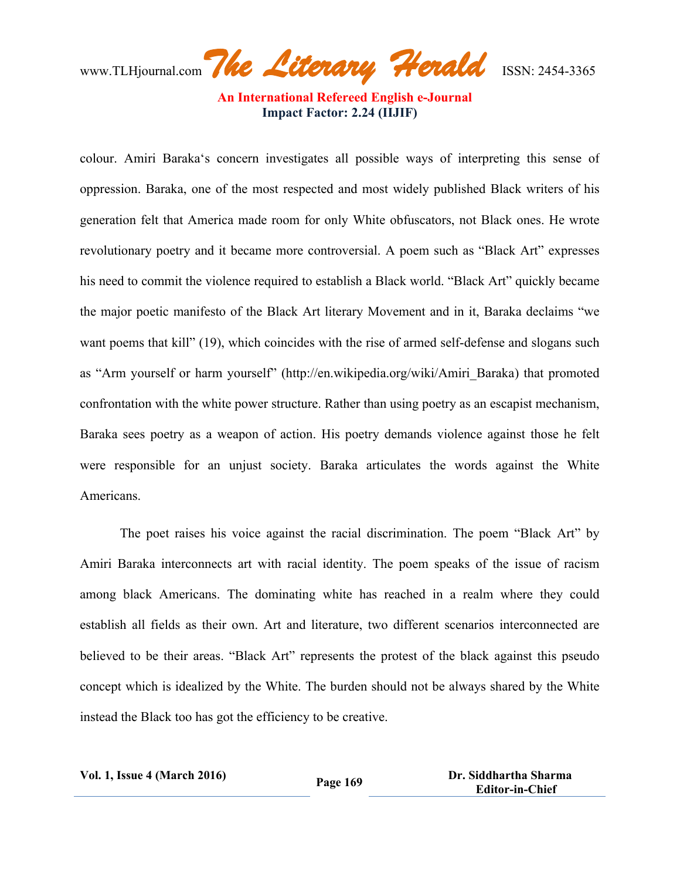colour. Amiri Baraka's concern investigates all possible ways of interpreting this sense of oppression. Baraka, one of the most respected and most widely published Black writers of his generation felt that America made room for only White obfuscators, not Black ones. He wrote revolutionary poetry and it became more controversial. A poem such as "Black Art" expresses his need to commit the violence required to establish a Black world. "Black Art" quickly became the major poetic manifesto of the Black Art literary Movement and in it, Baraka declaims "we want poems that kill" (19), which coincides with the rise of armed self-defense and slogans such as "Arm yourself or harm yourself" (http://en.wikipedia.org/wiki/Amiri_Baraka) that promoted confrontation with the white power structure. Rather than using poetry as an escapist mechanism, Baraka sees poetry as a weapon of action. His poetry demands violence against those he felt were responsible for an unjust society. Baraka articulates the words against the White Americans.

The poet raises his voice against the racial discrimination. The poem "Black Art" by Amiri Baraka interconnects art with racial identity. The poem speaks of the issue of racism among black Americans. The dominating white has reached in a realm where they could establish all fields as their own. Art and literature, two different scenarios interconnected are believed to be their areas. "Black Art" represents the protest of the black against this pseudo concept which is idealized by the White. The burden should not be always shared by the White instead the Black too has got the efficiency to be creative.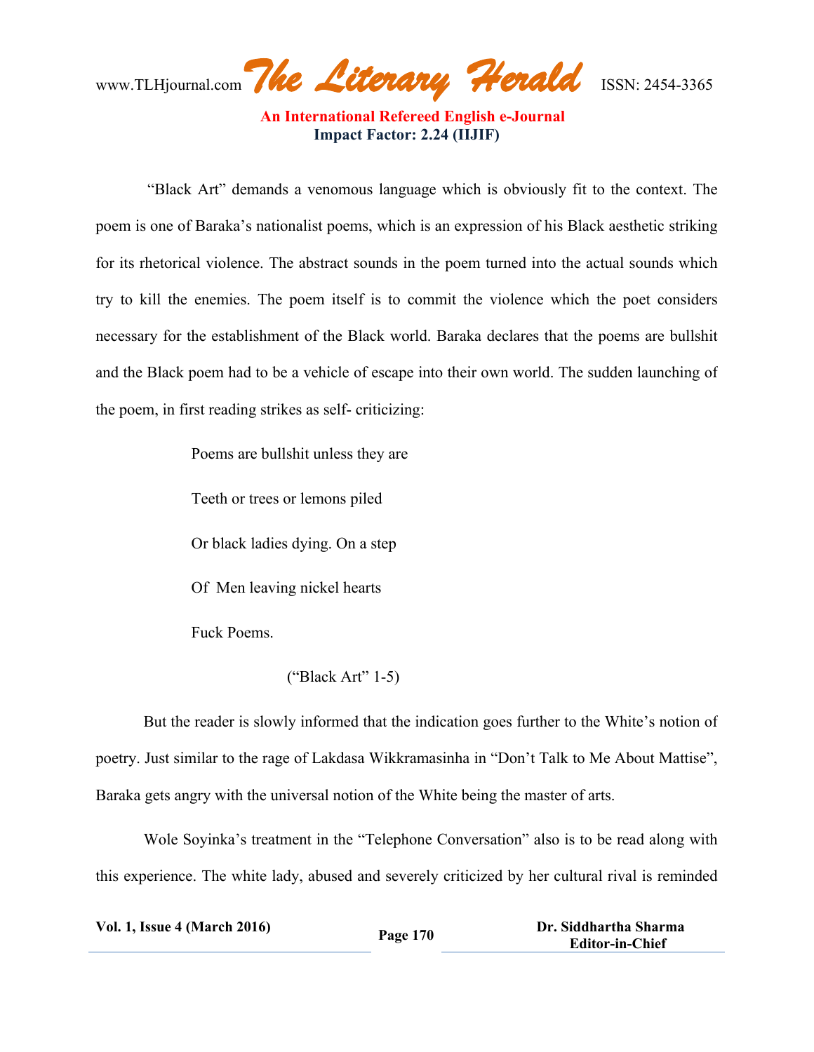"Black Art" demands a venomous language which is obviously fit to the context. The poem is one of Baraka's nationalist poems, which is an expression of his Black aesthetic striking for its rhetorical violence. The abstract sounds in the poem turned into the actual sounds which try to kill the enemies. The poem itself is to commit the violence which the poet considers necessary for the establishment of the Black world. Baraka declares that the poems are bullshit and the Black poem had to be a vehicle of escape into their own world. The sudden launching of the poem, in first reading strikes as self- criticizing:

> Poems are bullshit unless they are
>
> Teeth or trees or lemons piled
>
> Or black ladies dying. On a step
>
> Of Men leaving nickel hearts
>
> Fuck Poems.
>
> ("Black Art" 1-5)

But the reader is slowly informed that the indication goes further to the White's notion of poetry. Just similar to the rage of Lakdasa Wikkramasinha in "Don't Talk to Me About Mattise", Baraka gets angry with the universal notion of the White being the master of arts.

Wole Soyinka's treatment in the "Telephone Conversation" also is to be read along with this experience. The white lady, abused and severely criticized by her cultural rival is reminded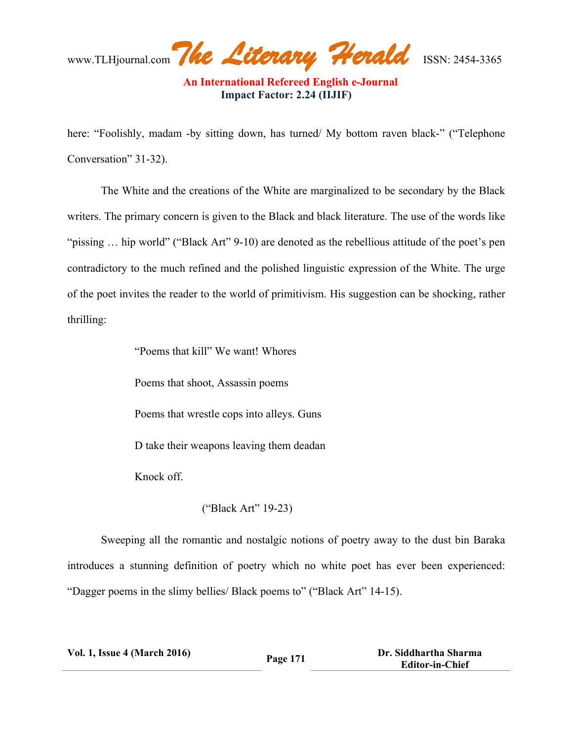here: "Foolishly, madam -by sitting down, has turned/ My bottom raven black-" ("Telephone Conversation" 31-32).

The White and the creations of the White are marginalized to be secondary by the Black writers. The primary concern is given to the Black and black literature. The use of the words like "pissing … hip world" ("Black Art" 9-10) are denoted as the rebellious attitude of the poet's pen contradictory to the much refined and the polished linguistic expression of the White. The urge of the poet invites the reader to the world of primitivism. His suggestion can be shocking, rather thrilling:

> "Poems that kill" We want! Whores
>
> Poems that shoot, Assassin poems
>
> Poems that wrestle cops into alleys. Guns
>
> D take their weapons leaving them deadan
>
> Knock off.
>
> ("Black Art" 19-23)

Sweeping all the romantic and nostalgic notions of poetry away to the dust bin Baraka introduces a stunning definition of poetry which no white poet has ever been experienced: "Dagger poems in the slimy bellies/ Black poems to" ("Black Art" 14-15).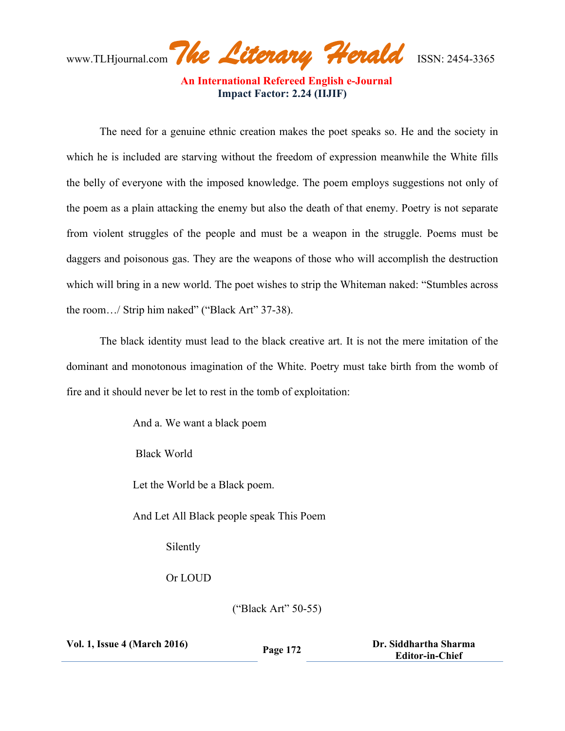The need for a genuine ethnic creation makes the poet speaks so. He and the society in which he is included are starving without the freedom of expression meanwhile the White fills the belly of everyone with the imposed knowledge. The poem employs suggestions not only of the poem as a plain attacking the enemy but also the death of that enemy. Poetry is not separate from violent struggles of the people and must be a weapon in the struggle. Poems must be daggers and poisonous gas. They are the weapons of those who will accomplish the destruction which will bring in a new world. The poet wishes to strip the Whiteman naked: "Stumbles across the room…/ Strip him naked" ("Black Art" 37-38).

The black identity must lead to the black creative art. It is not the mere imitation of the dominant and monotonous imagination of the White. Poetry must take birth from the womb of fire and it should never be let to rest in the tomb of exploitation:

> And a. We want a black poem
>
> Black World
>
> Let the World be a Black poem.
>
> And Let All Black people speak This Poem
>
> Silently
>
> Or LOUD
>
> ("Black Art" 50-55)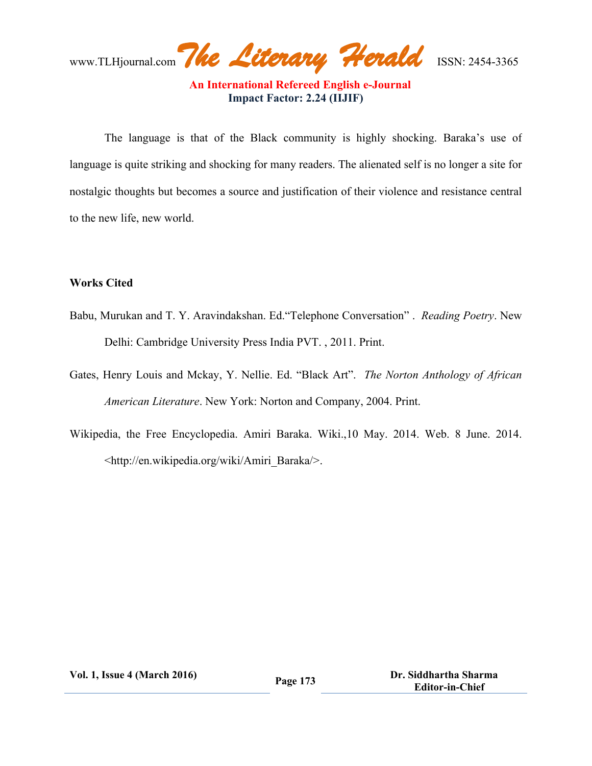The language is that of the Black community is highly shocking. Baraka's use of language is quite striking and shocking for many readers. The alienated self is no longer a site for nostalgic thoughts but becomes a source and justification of their violence and resistance central to the new life, new world.

**Works Cited**

Babu, Murukan and T. Y. Aravindakshan. Ed."Telephone Conversation" . *Reading Poetry*. New Delhi: Cambridge University Press India PVT. , 2011. Print.

Gates, Henry Louis and Mckay, Y. Nellie. Ed. "Black Art". *The Norton Anthology of African American Literature*. New York: Norton and Company, 2004. Print.

Wikipedia, the Free Encyclopedia. Amiri Baraka. Wiki.,10 May. 2014. Web. 8 June. 2014. <http://en.wikipedia.org/wiki/Amiri_Baraka/>.